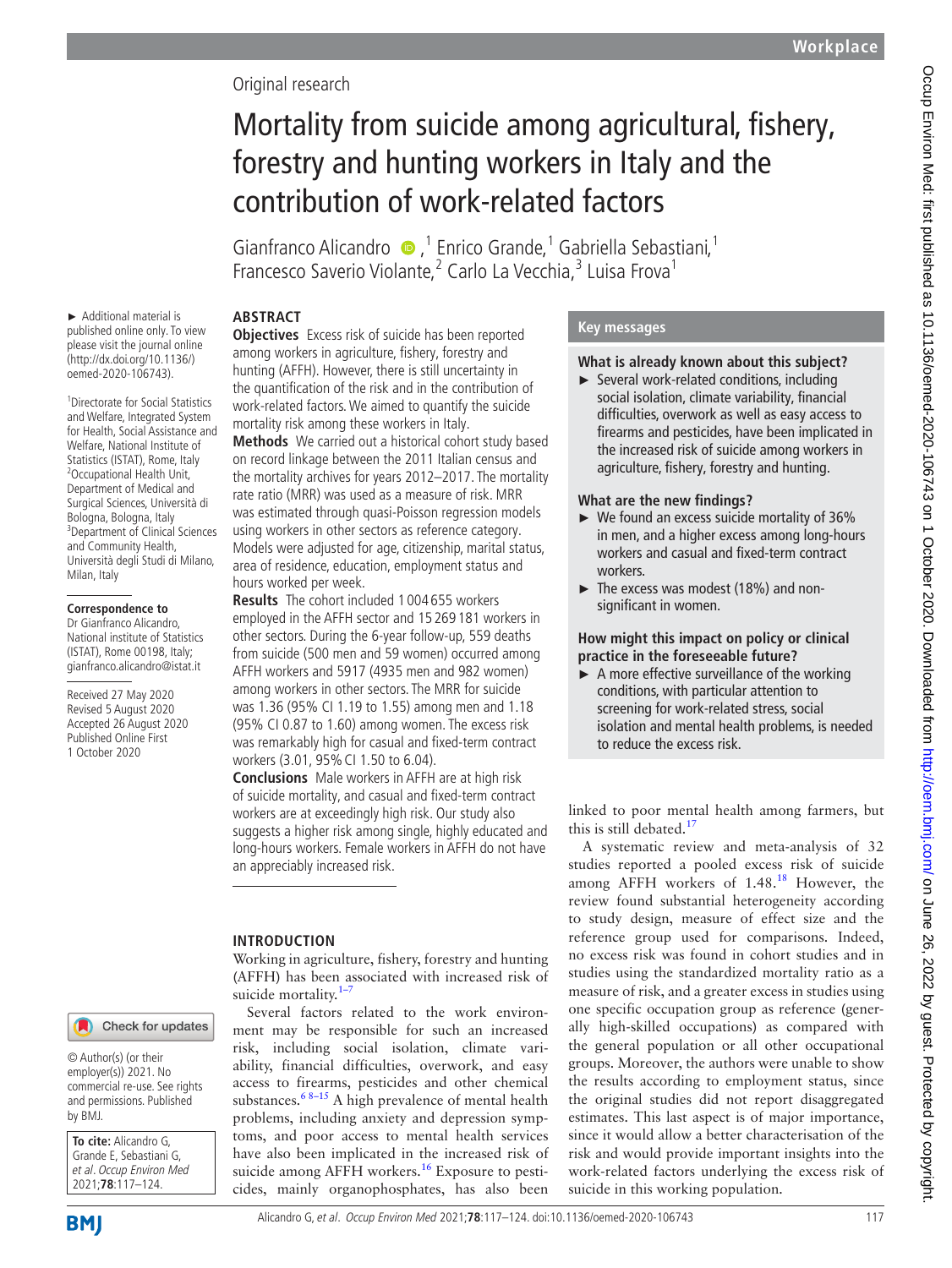Original research

# Mortality from suicide among agricultural, fishery, forestry and hunting workers in Italy and the contribution of work-related factors

Gianfranco Alicandro,[1] Enrico Grande,[1] Gabriella Sebastiani,[1] Francesco Saverio Violante,[2] Carlo La Vecchia,[3] Luisa Frova[1]

► Additional material is published online only. To view please visit the journal online (http://dx.doi.org/10.1136/oemed-2020-106743).

[1]Directorate for Social Statistics and Welfare, Integrated System for Health, Social Assistance and Welfare, National Institute of Statistics (ISTAT), Rome, Italy
[2]Occupational Health Unit, Department of Medical and Surgical Sciences, Università di Bologna, Bologna, Italy
[3]Department of Clinical Sciences and Community Health, Università degli Studi di Milano, Milan, Italy

**Correspondence to**
Dr Gianfranco Alicandro, National institute of Statistics (ISTAT), Rome 00198, Italy; gianfranco.alicandro@istat.it

Received 27 May 2020
Revised 5 August 2020
Accepted 26 August 2020
Published Online First 1 October 2020

© Author(s) (or their employer(s)) 2021. No commercial re-use. See rights and permissions. Published by BMJ.

**To cite:** Alicandro G, Grande E, Sebastiani G, *et al*. *Occup Environ Med* 2021;**78**:117–124.

## ABSTRACT

**Objectives** Excess risk of suicide has been reported among workers in agriculture, fishery, forestry and hunting (AFFH). However, there is still uncertainty in the quantification of the risk and in the contribution of work-related factors. We aimed to quantify the suicide mortality risk among these workers in Italy.

**Methods** We carried out a historical cohort study based on record linkage between the 2011 Italian census and the mortality archives for years 2012–2017. The mortality rate ratio (MRR) was used as a measure of risk. MRR was estimated through quasi-Poisson regression models using workers in other sectors as reference category. Models were adjusted for age, citizenship, marital status, area of residence, education, employment status and hours worked per week.

**Results** The cohort included 1 004 655 workers employed in the AFFH sector and 15 269 181 workers in other sectors. During the 6-year follow-up, 559 deaths from suicide (500 men and 59 women) occurred among AFFH workers and 5917 (4935 men and 982 women) among workers in other sectors. The MRR for suicide was 1.36 (95% CI 1.19 to 1.55) among men and 1.18 (95% CI 0.87 to 1.60) among women. The excess risk was remarkably high for casual and fixed-term contract workers (3.01, 95% CI 1.50 to 6.04).

**Conclusions** Male workers in AFFH are at high risk of suicide mortality, and casual and fixed-term contract workers are at exceedingly high risk. Our study also suggests a higher risk among single, highly educated and long-hours workers. Female workers in AFFH do not have an appreciably increased risk.

## Key messages

### What is already known about this subject?

► Several work-related conditions, including social isolation, climate variability, financial difficulties, overwork as well as easy access to firearms and pesticides, have been implicated in the increased risk of suicide among workers in agriculture, fishery, forestry and hunting.

### What are the new findings?

► We found an excess suicide mortality of 36% in men, and a higher excess among long-hours workers and casual and fixed-term contract workers.

► The excess was modest (18%) and non-significant in women.

### How might this impact on policy or clinical practice in the foreseeable future?

► A more effective surveillance of the working conditions, with particular attention to screening for work-related stress, social isolation and mental health problems, is needed to reduce the excess risk.

## INTRODUCTION

Working in agriculture, fishery, forestry and hunting (AFFH) has been associated with increased risk of suicide mortality.[1–7]

Several factors related to the work environment may be responsible for such an increased risk, including social isolation, climate variability, financial difficulties, overwork, and easy access to firearms, pesticides and other chemical substances.[6 8–15] A high prevalence of mental health problems, including anxiety and depression symptoms, and poor access to mental health services have also been implicated in the increased risk of suicide among AFFH workers.[16] Exposure to pesticides, mainly organophosphates, has also been linked to poor mental health among farmers, but this is still debated.[17]

A systematic review and meta-analysis of 32 studies reported a pooled excess risk of suicide among AFFH workers of 1.48.[18] However, the review found substantial heterogeneity according to study design, measure of effect size and the reference group used for comparisons. Indeed, no excess risk was found in cohort studies and in studies using the standardized mortality ratio as a measure of risk, and a greater excess in studies using one specific occupation group as reference (generally high-skilled occupations) as compared with the general population or all other occupational groups. Moreover, the authors were unable to show the results according to employment status, since the original studies did not report disaggregated estimates. This last aspect is of major importance, since it would allow a better characterisation of the risk and would provide important insights into the work-related factors underlying the excess risk of suicide in this working population.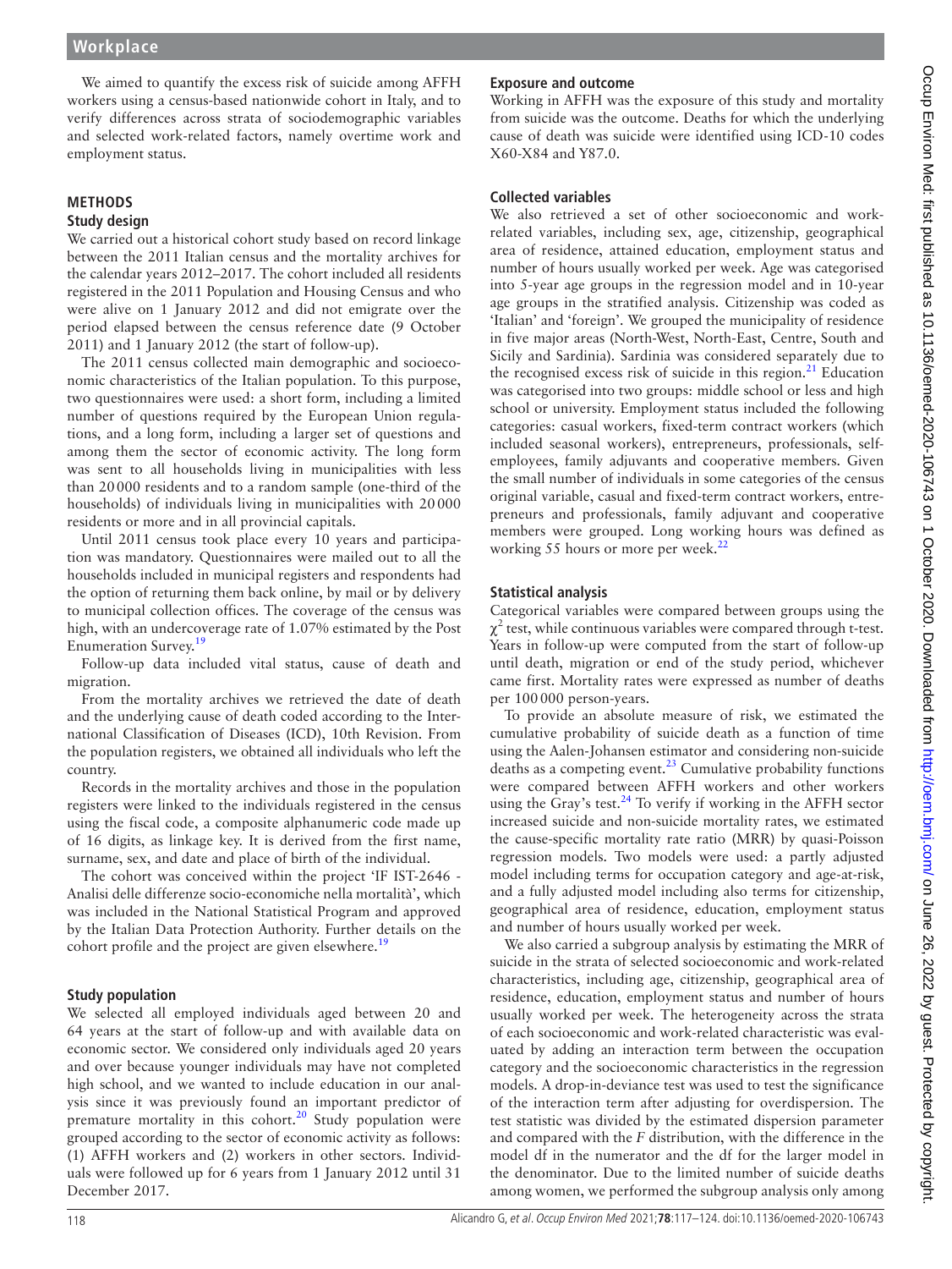We aimed to quantify the excess risk of suicide among AFFH workers using a census-based nationwide cohort in Italy, and to verify differences across strata of sociodemographic variables and selected work-related factors, namely overtime work and employment status.

## METHODS

### Study design

We carried out a historical cohort study based on record linkage between the 2011 Italian census and the mortality archives for the calendar years 2012–2017. The cohort included all residents registered in the 2011 Population and Housing Census and who were alive on 1 January 2012 and did not emigrate over the period elapsed between the census reference date (9 October 2011) and 1 January 2012 (the start of follow-up).

The 2011 census collected main demographic and socioeconomic characteristics of the Italian population. To this purpose, two questionnaires were used: a short form, including a limited number of questions required by the European Union regulations, and a long form, including a larger set of questions and among them the sector of economic activity. The long form was sent to all households living in municipalities with less than 20 000 residents and to a random sample (one-third of the households) of individuals living in municipalities with 20 000 residents or more and in all provincial capitals.

Until 2011 census took place every 10 years and participation was mandatory. Questionnaires were mailed out to all the households included in municipal registers and respondents had the option of returning them back online, by mail or by delivery to municipal collection offices. The coverage of the census was high, with an undercoverage rate of 1.07% estimated by the Post Enumeration Survey.[19]

Follow-up data included vital status, cause of death and migration.

From the mortality archives we retrieved the date of death and the underlying cause of death coded according to the International Classification of Diseases (ICD), 10th Revision. From the population registers, we obtained all individuals who left the country.

Records in the mortality archives and those in the population registers were linked to the individuals registered in the census using the fiscal code, a composite alphanumeric code made up of 16 digits, as linkage key. It is derived from the first name, surname, sex, and date and place of birth of the individual.

The cohort was conceived within the project 'IF IST-2646 - Analisi delle differenze socio-economiche nella mortalità', which was included in the National Statistical Program and approved by the Italian Data Protection Authority. Further details on the cohort profile and the project are given elsewhere.[19]

### Study population

We selected all employed individuals aged between 20 and 64 years at the start of follow-up and with available data on economic sector. We considered only individuals aged 20 years and over because younger individuals may have not completed high school, and we wanted to include education in our analysis since it was previously found an important predictor of premature mortality in this cohort.[20] Study population were grouped according to the sector of economic activity as follows: (1) AFFH workers and (2) workers in other sectors. Individuals were followed up for 6 years from 1 January 2012 until 31 December 2017.

### Exposure and outcome

Working in AFFH was the exposure of this study and mortality from suicide was the outcome. Deaths for which the underlying cause of death was suicide were identified using ICD-10 codes X60-X84 and Y87.0.

### Collected variables

We also retrieved a set of other socioeconomic and work-related variables, including sex, age, citizenship, geographical area of residence, attained education, employment status and number of hours usually worked per week. Age was categorised into 5-year age groups in the regression model and in 10-year age groups in the stratified analysis. Citizenship was coded as 'Italian' and 'foreign'. We grouped the municipality of residence in five major areas (North-West, North-East, Centre, South and Sicily and Sardinia). Sardinia was considered separately due to the recognised excess risk of suicide in this region.[21] Education was categorised into two groups: middle school or less and high school or university. Employment status included the following categories: casual workers, fixed-term contract workers (which included seasonal workers), entrepreneurs, professionals, self-employees, family adjuvants and cooperative members. Given the small number of individuals in some categories of the census original variable, casual and fixed-term contract workers, entrepreneurs and professionals, family adjuvant and cooperative members were grouped. Long working hours was defined as working 55 hours or more per week.[22]

### Statistical analysis

Categorical variables were compared between groups using the $\chi^2$ test, while continuous variables were compared through t-test. Years in follow-up were computed from the start of follow-up until death, migration or end of the study period, whichever came first. Mortality rates were expressed as number of deaths per 100 000 person-years.

To provide an absolute measure of risk, we estimated the cumulative probability of suicide death as a function of time using the Aalen-Johansen estimator and considering non-suicide deaths as a competing event.[23] Cumulative probability functions were compared between AFFH workers and other workers using the Gray's test.[24] To verify if working in the AFFH sector increased suicide and non-suicide mortality rates, we estimated the cause-specific mortality rate ratio (MRR) by quasi-Poisson regression models. Two models were used: a partly adjusted model including terms for occupation category and age-at-risk, and a fully adjusted model including also terms for citizenship, geographical area of residence, education, employment status and number of hours usually worked per week.

We also carried a subgroup analysis by estimating the MRR of suicide in the strata of selected socioeconomic and work-related characteristics, including age, citizenship, geographical area of residence, education, employment status and number of hours usually worked per week. The heterogeneity across the strata of each socioeconomic and work-related characteristic was evaluated by adding an interaction term between the occupation category and the socioeconomic characteristics in the regression models. A drop-in-deviance test was used to test the significance of the interaction term after adjusting for overdispersion. The test statistic was divided by the estimated dispersion parameter and compared with the *F* distribution, with the difference in the model df in the numerator and the df for the larger model in the denominator. Due to the limited number of suicide deaths among women, we performed the subgroup analysis only among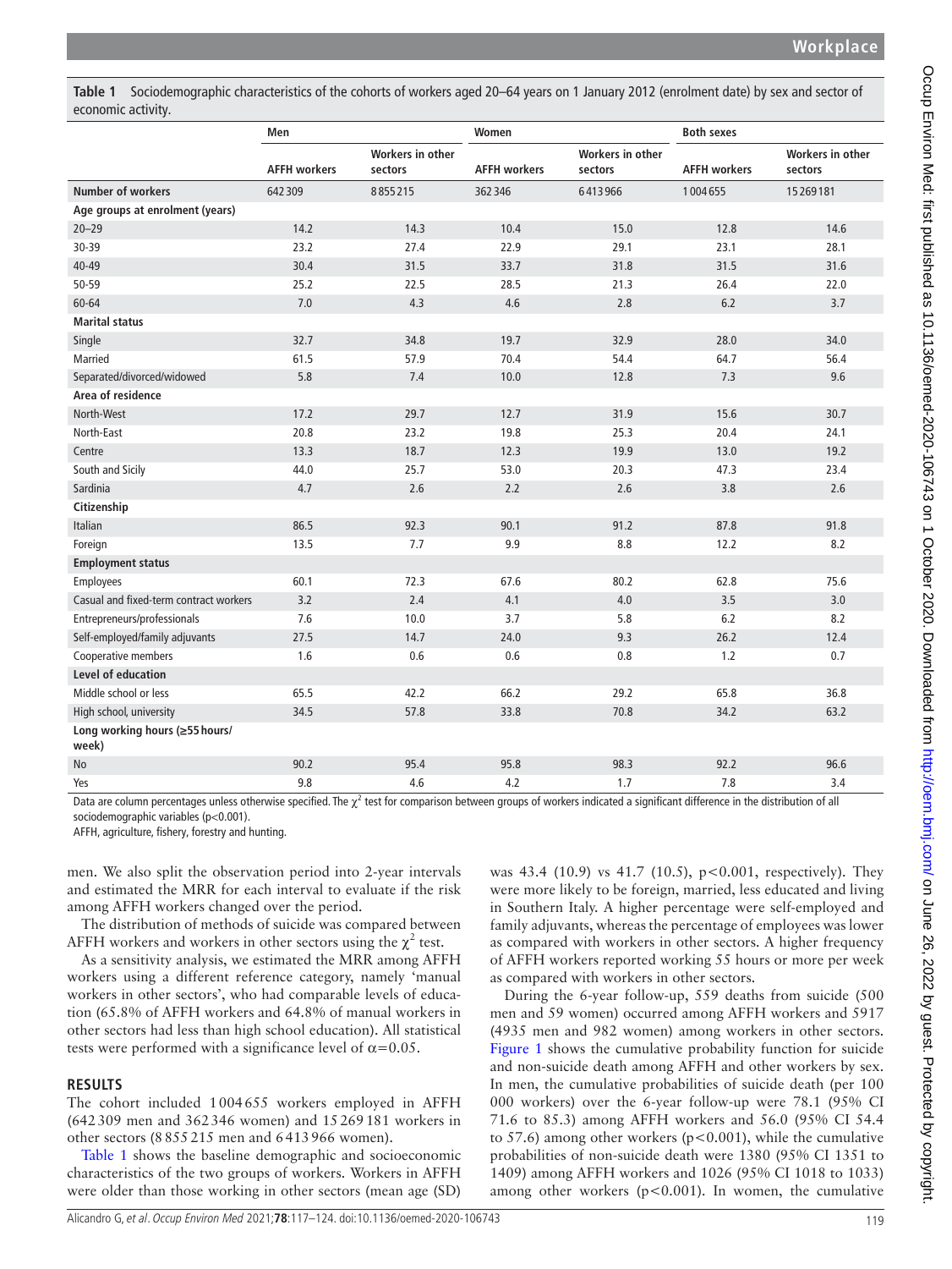**Table 1** Sociodemographic characteristics of the cohorts of workers aged 20–64 years on 1 January 2012 (enrolment date) by sex and sector of economic activity.

| | Men | | Women | | Both sexes | |
|---|---|---|---|---|---|---|
| | AFFH workers | Workers in other sectors | AFFH workers | Workers in other sectors | AFFH workers | Workers in other sectors |
| **Number of workers** | 642 309 | 8 855 215 | 362 346 | 6 413 966 | 1 004 655 | 15 269 181 |
| **Age groups at enrolment (years)** | | | | | | |
| 20–29 | 14.2 | 14.3 | 10.4 | 15.0 | 12.8 | 14.6 |
| 30-39 | 23.2 | 27.4 | 22.9 | 29.1 | 23.1 | 28.1 |
| 40-49 | 30.4 | 31.5 | 33.7 | 31.8 | 31.5 | 31.6 |
| 50-59 | 25.2 | 22.5 | 28.5 | 21.3 | 26.4 | 22.0 |
| 60-64 | 7.0 | 4.3 | 4.6 | 2.8 | 6.2 | 3.7 |
| **Marital status** | | | | | | |
| Single | 32.7 | 34.8 | 19.7 | 32.9 | 28.0 | 34.0 |
| Married | 61.5 | 57.9 | 70.4 | 54.4 | 64.7 | 56.4 |
| Separated/divorced/widowed | 5.8 | 7.4 | 10.0 | 12.8 | 7.3 | 9.6 |
| **Area of residence** | | | | | | |
| North-West | 17.2 | 29.7 | 12.7 | 31.9 | 15.6 | 30.7 |
| North-East | 20.8 | 23.2 | 19.8 | 25.3 | 20.4 | 24.1 |
| Centre | 13.3 | 18.7 | 12.3 | 19.9 | 13.0 | 19.2 |
| South and Sicily | 44.0 | 25.7 | 53.0 | 20.3 | 47.3 | 23.4 |
| Sardinia | 4.7 | 2.6 | 2.2 | 2.6 | 3.8 | 2.6 |
| **Citizenship** | | | | | | |
| Italian | 86.5 | 92.3 | 90.1 | 91.2 | 87.8 | 91.8 |
| Foreign | 13.5 | 7.7 | 9.9 | 8.8 | 12.2 | 8.2 |
| **Employment status** | | | | | | |
| Employees | 60.1 | 72.3 | 67.6 | 80.2 | 62.8 | 75.6 |
| Casual and fixed-term contract workers | 3.2 | 2.4 | 4.1 | 4.0 | 3.5 | 3.0 |
| Entrepreneurs/professionals | 7.6 | 10.0 | 3.7 | 5.8 | 6.2 | 8.2 |
| Self-employed/family adjuvants | 27.5 | 14.7 | 24.0 | 9.3 | 26.2 | 12.4 |
| Cooperative members | 1.6 | 0.6 | 0.6 | 0.8 | 1.2 | 0.7 |
| **Level of education** | | | | | | |
| Middle school or less | 65.5 | 42.2 | 66.2 | 29.2 | 65.8 | 36.8 |
| High school, university | 34.5 | 57.8 | 33.8 | 70.8 | 34.2 | 63.2 |
| **Long working hours (≥55 hours/week)** | | | | | | |
| No | 90.2 | 95.4 | 95.8 | 98.3 | 92.2 | 96.6 |
| Yes | 9.8 | 4.6 | 4.2 | 1.7 | 7.8 | 3.4 |

Data are column percentages unless otherwise specified. The $\chi^2$ test for comparison between groups of workers indicated a significant difference in the distribution of all sociodemographic variables ($p<0.001$).

AFFH, agriculture, fishery, forestry and hunting.

men. We also split the observation period into 2-year intervals and estimated the MRR for each interval to evaluate if the risk among AFFH workers changed over the period.

The distribution of methods of suicide was compared between AFFH workers and workers in other sectors using the $\chi^2$ test.

As a sensitivity analysis, we estimated the MRR among AFFH workers using a different reference category, namely 'manual workers in other sectors', who had comparable levels of education (65.8% of AFFH workers and 64.8% of manual workers in other sectors had less than high school education). All statistical tests were performed with a significance level of $\alpha=0.05$.

## RESULTS

The cohort included 1 004 655 workers employed in AFFH (642 309 men and 362 346 women) and 15 269 181 workers in other sectors (8 855 215 men and 6 413 966 women).

Table 1 shows the baseline demographic and socioeconomic characteristics of the two groups of workers. Workers in AFFH were older than those working in other sectors (mean age (SD) was 43.4 (10.9) vs 41.7 (10.5), $p<0.001$, respectively). They were more likely to be foreign, married, less educated and living in Southern Italy. A higher percentage were self-employed and family adjuvants, whereas the percentage of employees was lower as compared with workers in other sectors. A higher frequency of AFFH workers reported working 55 hours or more per week as compared with workers in other sectors.

During the 6-year follow-up, 559 deaths from suicide (500 men and 59 women) occurred among AFFH workers and 5917 (4935 men and 982 women) among workers in other sectors. Figure 1 shows the cumulative probability function for suicide and non-suicide death among AFFH and other workers by sex. In men, the cumulative probabilities of suicide death (per 100 000 workers) over the 6-year follow-up were 78.1 (95% CI 71.6 to 85.3) among AFFH workers and 56.0 (95% CI 54.4 to 57.6) among other workers ($p<0.001$), while the cumulative probabilities of non-suicide death were 1380 (95% CI 1351 to 1409) among AFFH workers and 1026 (95% CI 1018 to 1033) among other workers ($p<0.001$). In women, the cumulative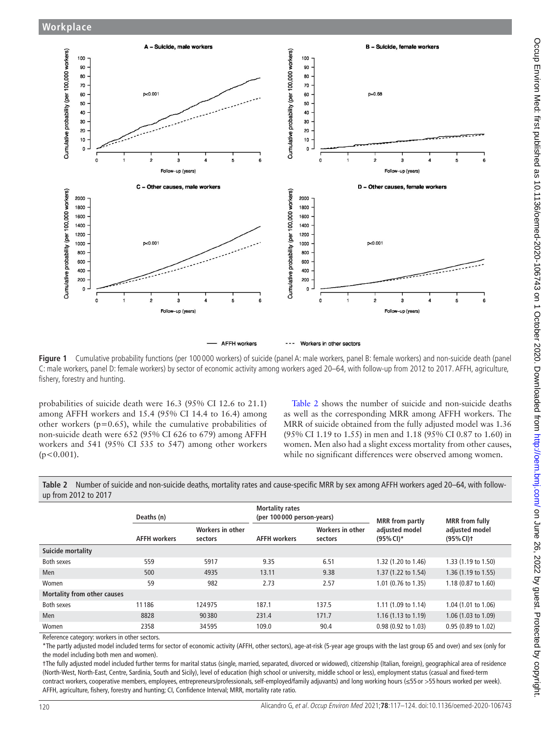Figure 1 Cumulative probability functions (per 100 000 workers) of suicide (panel A: male workers, panel B: female workers) and non-suicide death (panel C: male workers, panel D: female workers) by sector of economic activity among workers aged 20–64, with follow-up from 2012 to 2017. AFFH, agriculture, fishery, forestry and hunting.

probabilities of suicide death were 16.3 (95% CI 12.6 to 21.1) among AFFH workers and 15.4 (95% CI 14.4 to 16.4) among other workers (p=0.65), while the cumulative probabilities of non-suicide death were 652 (95% CI 626 to 679) among AFFH workers and 541 (95% CI 535 to 547) among other workers (p<0.001).

Table 2 shows the number of suicide and non-suicide deaths as well as the corresponding MRR among AFFH workers. The MRR of suicide obtained from the fully adjusted model was 1.36 (95% CI 1.19 to 1.55) in men and 1.18 (95% CI 0.87 to 1.60) in women. Men also had a slight excess mortality from other causes, while no significant differences were observed among women.

**Table 2** Number of suicide and non-suicide deaths, mortality rates and cause-specific MRR by sex among AFFH workers aged 20–64, with follow-up from 2012 to 2017

| | Deaths (n) | | Mortality rates (per 100 000 person-years) | | MRR from partly adjusted model (95% CI)* | MRR from fully adjusted model (95% CI)† |
|---|---|---|---|---|---|---|
| | AFFH workers | Workers in other sectors | AFFH workers | Workers in other sectors | | |
| **Suicide mortality** | | | | | | |
| Both sexes | 559 | 5917 | 9.35 | 6.51 | 1.32 (1.20 to 1.46) | 1.33 (1.19 to 1.50) |
| Men | 500 | 4935 | 13.11 | 9.38 | 1.37 (1.22 to 1.54) | 1.36 (1.19 to 1.55) |
| Women | 59 | 982 | 2.73 | 2.57 | 1.01 (0.76 to 1.35) | 1.18 (0.87 to 1.60) |
| **Mortality from other causes** | | | | | | |
| Both sexes | 11 186 | 124 975 | 187.1 | 137.5 | 1.11 (1.09 to 1.14) | 1.04 (1.01 to 1.06) |
| Men | 8828 | 90 380 | 231.4 | 171.7 | 1.16 (1.13 to 1.19) | 1.06 (1.03 to 1.09) |
| Women | 2358 | 34 595 | 109.0 | 90.4 | 0.98 (0.92 to 1.03) | 0.95 (0.89 to 1.02) |

Reference category: workers in other sectors.

*The partly adjusted model included terms for sector of economic activity (AFFH, other sectors), age-at-risk (5-year age groups with the last group 65 and over) and sex (only for the model including both men and women).

†The fully adjusted model included further terms for marital status (single, married, separated, divorced or widowed), citizenship (Italian, foreign), geographical area of residence (North-West, North-East, Centre, Sardinia, South and Sicily), level of education (high school or university, middle school or less), employment status (casual and fixed-term contract workers, cooperative members, employees, entrepreneurs/professionals, self-employed/family adjuvants) and long working hours (≤55 or >55 hours worked per week).

AFFH, agriculture, fishery, forestry and hunting; CI, Confidence Interval; MRR, mortality rate ratio.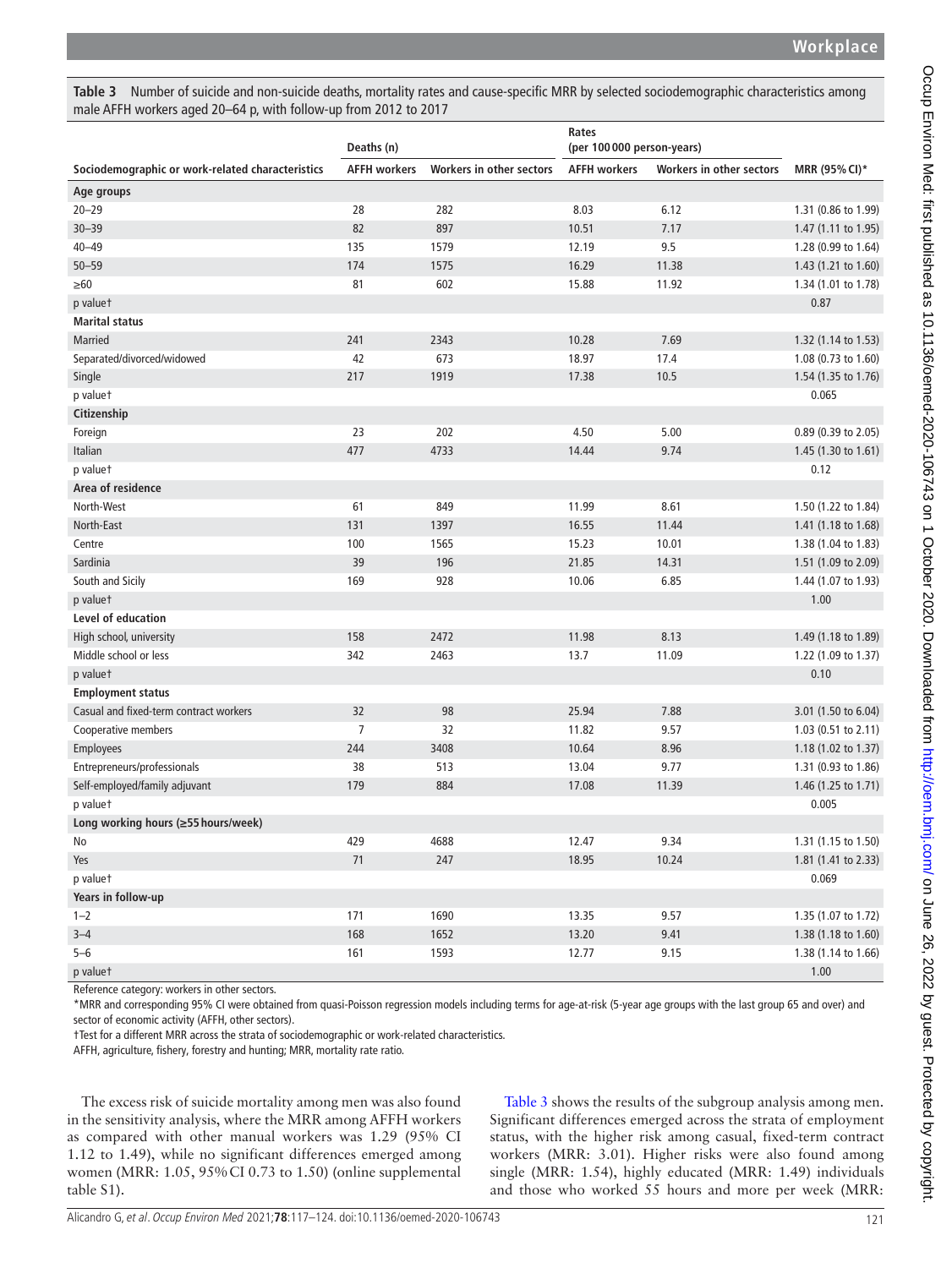**Table 3** Number of suicide and non-suicide deaths, mortality rates and cause-specific MRR by selected sociodemographic characteristics among male AFFH workers aged 20–64 p, with follow-up from 2012 to 2017

| Sociodemographic or work-related characteristics | Deaths (n) | | Rates (per 100 000 person-years) | | MRR (95% CI)* |
|---|---|---|---|---|---|
| | AFFH workers | Workers in other sectors | AFFH workers | Workers in other sectors | |
| **Age groups** | | | | | |
| 20–29 | 28 | 282 | 8.03 | 6.12 | 1.31 (0.86 to 1.99) |
| 30–39 | 82 | 897 | 10.51 | 7.17 | 1.47 (1.11 to 1.95) |
| 40–49 | 135 | 1579 | 12.19 | 9.5 | 1.28 (0.99 to 1.64) |
| 50–59 | 174 | 1575 | 16.29 | 11.38 | 1.43 (1.21 to 1.60) |
| ≥60 | 81 | 602 | 15.88 | 11.92 | 1.34 (1.01 to 1.78) |
| p value† | | | | | 0.87 |
| **Marital status** | | | | | |
| Married | 241 | 2343 | 10.28 | 7.69 | 1.32 (1.14 to 1.53) |
| Separated/divorced/widowed | 42 | 673 | 18.97 | 17.4 | 1.08 (0.73 to 1.60) |
| Single | 217 | 1919 | 17.38 | 10.5 | 1.54 (1.35 to 1.76) |
| p value† | | | | | 0.065 |
| **Citizenship** | | | | | |
| Foreign | 23 | 202 | 4.50 | 5.00 | 0.89 (0.39 to 2.05) |
| Italian | 477 | 4733 | 14.44 | 9.74 | 1.45 (1.30 to 1.61) |
| p value† | | | | | 0.12 |
| **Area of residence** | | | | | |
| North-West | 61 | 849 | 11.99 | 8.61 | 1.50 (1.22 to 1.84) |
| North-East | 131 | 1397 | 16.55 | 11.44 | 1.41 (1.18 to 1.68) |
| Centre | 100 | 1565 | 15.23 | 10.01 | 1.38 (1.04 to 1.83) |
| Sardinia | 39 | 196 | 21.85 | 14.31 | 1.51 (1.09 to 2.09) |
| South and Sicily | 169 | 928 | 10.06 | 6.85 | 1.44 (1.07 to 1.93) |
| p value† | | | | | 1.00 |
| **Level of education** | | | | | |
| High school, university | 158 | 2472 | 11.98 | 8.13 | 1.49 (1.18 to 1.89) |
| Middle school or less | 342 | 2463 | 13.7 | 11.09 | 1.22 (1.09 to 1.37) |
| p value† | | | | | 0.10 |
| **Employment status** | | | | | |
| Casual and fixed-term contract workers | 32 | 98 | 25.94 | 7.88 | 3.01 (1.50 to 6.04) |
| Cooperative members | 7 | 32 | 11.82 | 9.57 | 1.03 (0.51 to 2.11) |
| Employees | 244 | 3408 | 10.64 | 8.96 | 1.18 (1.02 to 1.37) |
| Entrepreneurs/professionals | 38 | 513 | 13.04 | 9.77 | 1.31 (0.93 to 1.86) |
| Self-employed/family adjuvant | 179 | 884 | 17.08 | 11.39 | 1.46 (1.25 to 1.71) |
| p value† | | | | | 0.005 |
| **Long working hours (≥55 hours/week)** | | | | | |
| No | 429 | 4688 | 12.47 | 9.34 | 1.31 (1.15 to 1.50) |
| Yes | 71 | 247 | 18.95 | 10.24 | 1.81 (1.41 to 2.33) |
| p value† | | | | | 0.069 |
| **Years in follow-up** | | | | | |
| 1–2 | 171 | 1690 | 13.35 | 9.57 | 1.35 (1.07 to 1.72) |
| 3–4 | 168 | 1652 | 13.20 | 9.41 | 1.38 (1.18 to 1.60) |
| 5–6 | 161 | 1593 | 12.77 | 9.15 | 1.38 (1.14 to 1.66) |
| p value† | | | | | 1.00 |

Reference category: workers in other sectors.

*MRR and corresponding 95% CI were obtained from quasi-Poisson regression models including terms for age-at-risk (5-year age groups with the last group 65 and over) and sector of economic activity (AFFH, other sectors).

†Test for a different MRR across the strata of sociodemographic or work-related characteristics.

AFFH, agriculture, fishery, forestry and hunting; MRR, mortality rate ratio.

The excess risk of suicide mortality among men was also found in the sensitivity analysis, where the MRR among AFFH workers as compared with other manual workers was 1.29 (95% CI 1.12 to 1.49), while no significant differences emerged among women (MRR: 1.05, 95% CI 0.73 to 1.50) (online supplemental table S1).

Table 3 shows the results of the subgroup analysis among men. Significant differences emerged across the strata of employment status, with the higher risk among casual, fixed-term contract workers (MRR: 3.01). Higher risks were also found among single (MRR: 1.54), highly educated (MRR: 1.49) individuals and those who worked 55 hours and more per week (MRR: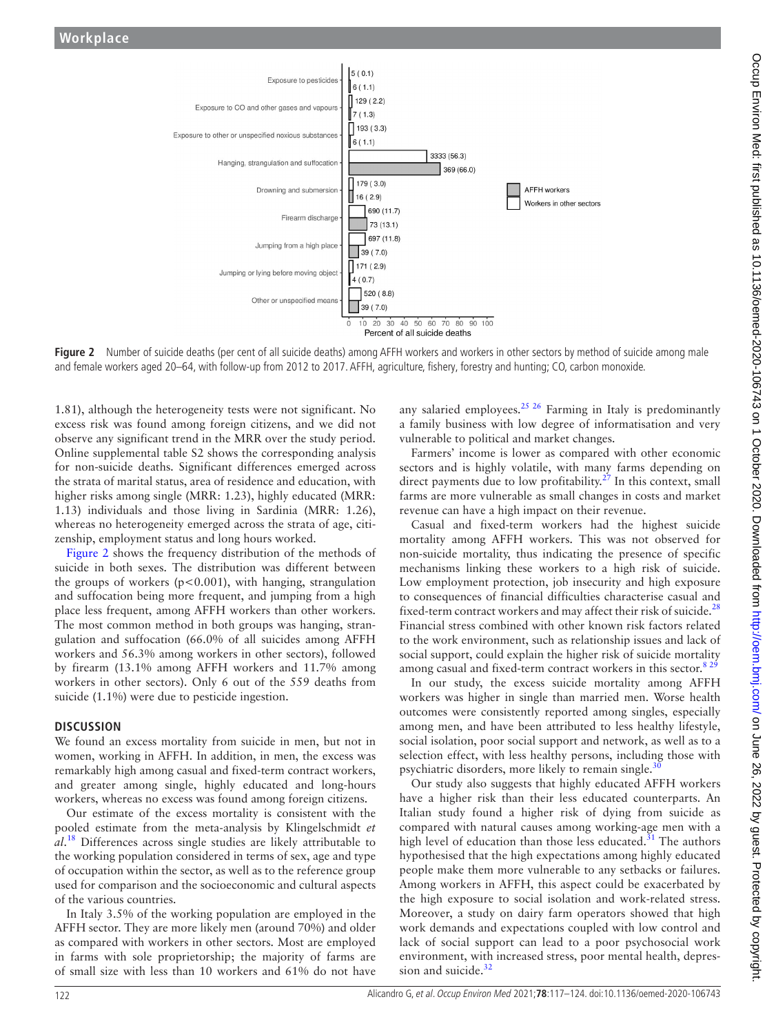| Method of suicide | Workers in other sectors, n (%) | AFFH workers, n (%) |
|---|---|---|
| Exposure to pesticides | 5 (0.1) | 6 (1.1) |
| Exposure to CO and other gases and vapours | 129 (2.2) | 7 (1.3) |
| Exposure to other or unspecified noxious substances | 193 (3.3) | 6 (1.1) |
| Hanging, strangulation and suffocation | 3333 (56.3) | 369 (66.0) |
| Drowning and submersion | 179 (3.0) | 16 (2.9) |
| Firearm discharge | 690 (11.7) | 73 (13.1) |
| Jumping from a high place | 697 (11.8) | 39 (7.0) |
| Jumping or lying before moving object | 171 (2.9) | 4 (0.7) |
| Other or unspecified means | 520 (8.8) | 39 (7.0) |

**Figure 2** Number of suicide deaths (per cent of all suicide deaths) among AFFH workers and workers in other sectors by method of suicide among male and female workers aged 20–64, with follow-up from 2012 to 2017. AFFH, agriculture, fishery, forestry and hunting; CO, carbon monoxide.

1.81), although the heterogeneity tests were not significant. No excess risk was found among foreign citizens, and we did not observe any significant trend in the MRR over the study period. Online supplemental table S2 shows the corresponding analysis for non-suicide deaths. Significant differences emerged across the strata of marital status, area of residence and education, with higher risks among single (MRR: 1.23), highly educated (MRR: 1.13) individuals and those living in Sardinia (MRR: 1.26), whereas no heterogeneity emerged across the strata of age, citizenship, employment status and long hours worked.

Figure 2 shows the frequency distribution of the methods of suicide in both sexes. The distribution was different between the groups of workers ($p<0.001$), with hanging, strangulation and suffocation being more frequent, and jumping from a high place less frequent, among AFFH workers than other workers. The most common method in both groups was hanging, strangulation and suffocation (66.0% of all suicides among AFFH workers and 56.3% among workers in other sectors), followed by firearm (13.1% among AFFH workers and 11.7% among workers in other sectors). Only 6 out of the 559 deaths from suicide (1.1%) were due to pesticide ingestion.

## DISCUSSION

We found an excess mortality from suicide in men, but not in women, working in AFFH. In addition, in men, the excess was remarkably high among casual and fixed-term contract workers, and greater among single, highly educated and long-hours workers, whereas no excess was found among foreign citizens.

Our estimate of the excess mortality is consistent with the pooled estimate from the meta-analysis by Klingelschmidt *et al*.[18] Differences across single studies are likely attributable to the working population considered in terms of sex, age and type of occupation within the sector, as well as to the reference group used for comparison and the socioeconomic and cultural aspects of the various countries.

In Italy 3.5% of the working population are employed in the AFFH sector. They are more likely men (around 70%) and older as compared with workers in other sectors. Most are employed in farms with sole proprietorship; the majority of farms are of small size with less than 10 workers and 61% do not have any salaried employees.[25,26] Farming in Italy is predominantly a family business with low degree of informatisation and very vulnerable to political and market changes.

Farmers' income is lower as compared with other economic sectors and is highly volatile, with many farms depending on direct payments due to low profitability.[27] In this context, small farms are more vulnerable as small changes in costs and market revenue can have a high impact on their revenue.

Casual and fixed-term workers had the highest suicide mortality among AFFH workers. This was not observed for non-suicide mortality, thus indicating the presence of specific mechanisms linking these workers to a high risk of suicide. Low employment protection, job insecurity and high exposure to consequences of financial difficulties characterise casual and fixed-term contract workers and may affect their risk of suicide.[28] Financial stress combined with other known risk factors related to the work environment, such as relationship issues and lack of social support, could explain the higher risk of suicide mortality among casual and fixed-term contract workers in this sector.[8,29]

In our study, the excess suicide mortality among AFFH workers was higher in single than married men. Worse health outcomes were consistently reported among singles, especially among men, and have been attributed to less healthy lifestyle, social isolation, poor social support and network, as well as to a selection effect, with less healthy persons, including those with psychiatric disorders, more likely to remain single.[30]

Our study also suggests that highly educated AFFH workers have a higher risk than their less educated counterparts. An Italian study found a higher risk of dying from suicide as compared with natural causes among working-age men with a high level of education than those less educated.[31] The authors hypothesised that the high expectations among highly educated people make them more vulnerable to any setbacks or failures. Among workers in AFFH, this aspect could be exacerbated by the high exposure to social isolation and work-related stress. Moreover, a study on dairy farm operators showed that high work demands and expectations coupled with low control and lack of social support can lead to a poor psychosocial work environment, with increased stress, poor mental health, depression and suicide.[32]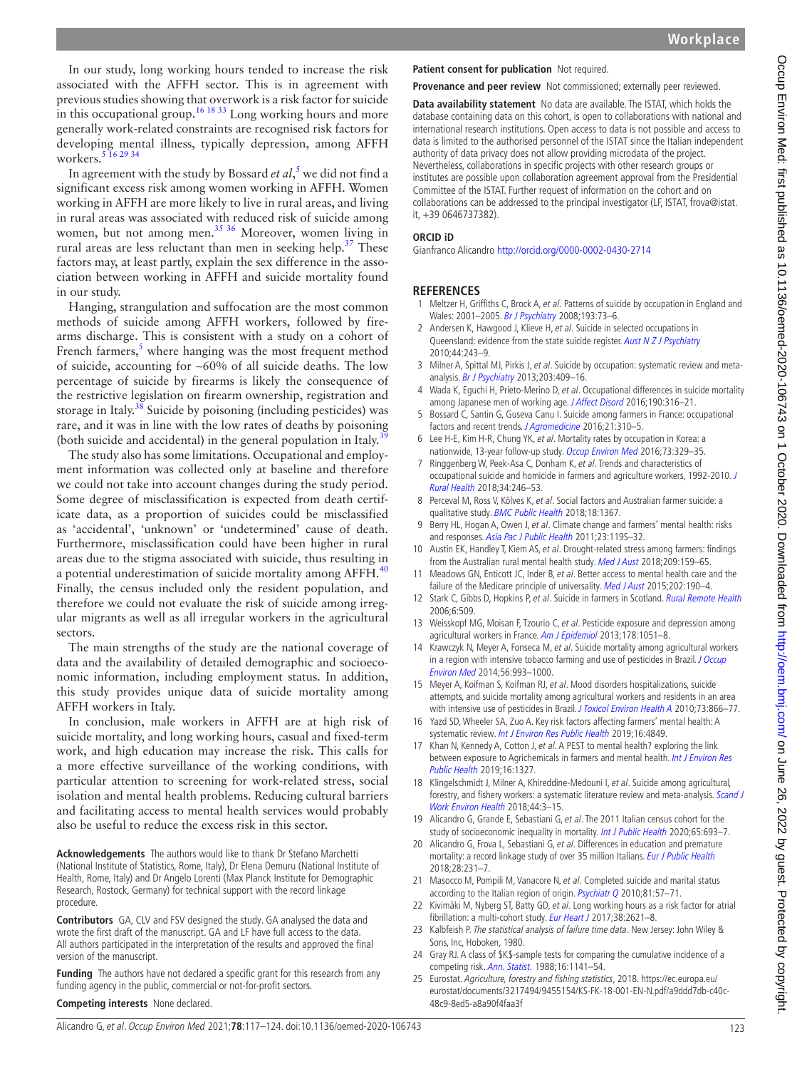In our study, long working hours tended to increase the risk associated with the AFFH sector. This is in agreement with previous studies showing that overwork is a risk factor for suicide in this occupational group.[16 18 33] Long working hours and more generally work-related constraints are recognised risk factors for developing mental illness, typically depression, among AFFH workers.[5 16 29 34]

In agreement with the study by Bossard *et al*,[5] we did not find a significant excess risk among women working in AFFH. Women working in AFFH are more likely to live in rural areas, and living in rural areas was associated with reduced risk of suicide among women, but not among men.[35 36] Moreover, women living in rural areas are less reluctant than men in seeking help.[37] These factors may, at least partly, explain the sex difference in the association between working in AFFH and suicide mortality found in our study.

Hanging, strangulation and suffocation are the most common methods of suicide among AFFH workers, followed by firearms discharge. This is consistent with a study on a cohort of French farmers,[5] where hanging was the most frequent method of suicide, accounting for ~60% of all suicide deaths. The low percentage of suicide by firearms is likely the consequence of the restrictive legislation on firearm ownership, registration and storage in Italy.[38] Suicide by poisoning (including pesticides) was rare, and it was in line with the low rates of deaths by poisoning (both suicide and accidental) in the general population in Italy.[39]

The study also has some limitations. Occupational and employment information was collected only at baseline and therefore we could not take into account changes during the study period. Some degree of misclassification is expected from death certificate data, as a proportion of suicides could be misclassified as 'accidental', 'unknown' or 'undetermined' cause of death. Furthermore, misclassification could have been higher in rural areas due to the stigma associated with suicide, thus resulting in a potential underestimation of suicide mortality among AFFH.[40] Finally, the census included only the resident population, and therefore we could not evaluate the risk of suicide among irregular migrants as well as all irregular workers in the agricultural sectors.

The main strengths of the study are the national coverage of data and the availability of detailed demographic and socioeconomic information, including employment status. In addition, this study provides unique data of suicide mortality among AFFH workers in Italy.

In conclusion, male workers in AFFH are at high risk of suicide mortality, and long working hours, casual and fixed-term work, and high education may increase the risk. This calls for a more effective surveillance of the working conditions, with particular attention to screening for work-related stress, social isolation and mental health problems. Reducing cultural barriers and facilitating access to mental health services would probably also be useful to reduce the excess risk in this sector.

**Acknowledgements** The authors would like to thank Dr Stefano Marchetti (National Institute of Statistics, Rome, Italy), Dr Elena Demuru (National Institute of Health, Rome, Italy) and Dr Angelo Lorenti (Max Planck Institute for Demographic Research, Rostock, Germany) for technical support with the record linkage procedure.

**Contributors** GA, CLV and FSV designed the study. GA analysed the data and wrote the first draft of the manuscript. GA and LF have full access to the data. All authors participated in the interpretation of the results and approved the final version of the manuscript.

**Funding** The authors have not declared a specific grant for this research from any funding agency in the public, commercial or not-for-profit sectors.

**Competing interests** None declared.

**Patient consent for publication** Not required.

**Provenance and peer review** Not commissioned; externally peer reviewed.

**Data availability statement** No data are available. The ISTAT, which holds the database containing data on this cohort, is open to collaborations with national and international research institutions. Open access to data is not possible and access to data is limited to the authorised personnel of the ISTAT since the Italian independent authority of data privacy does not allow providing microdata of the project. Nevertheless, collaborations in specific projects with other research groups or institutes are possible upon collaboration agreement approval from the Presidential Committee of the ISTAT. Further request of information on the cohort and on collaborations can be addressed to the principal investigator (LF, ISTAT, frova@istat.it, +39 0646737382).

### ORCID iD

Gianfranco Alicandro http://orcid.org/0000-0002-0430-2714

## REFERENCES

1. Meltzer H, Griffiths C, Brock A, *et al*. Patterns of suicide by occupation in England and Wales: 2001–2005. *Br J Psychiatry* 2008;193:73–6.
2. Andersen K, Hawgood J, Klieve H, *et al*. Suicide in selected occupations in Queensland: evidence from the state suicide register. *Aust N Z J Psychiatry* 2010;44:243–9.
3. Milner A, Spittal MJ, Pirkis J, *et al*. Suicide by occupation: systematic review and meta-analysis. *Br J Psychiatry* 2013;203:409–16.
4. Wada K, Eguchi H, Prieto-Merino D, *et al*. Occupational differences in suicide mortality among Japanese men of working age. *J Affect Disord* 2016;190:316–21.
5. Bossard C, Santin G, Guseva Canu I. Suicide among farmers in France: occupational factors and recent trends. *J Agromedicine* 2016;21:310–5.
6. Lee H-E, Kim H-R, Chung YK, *et al*. Mortality rates by occupation in Korea: a nationwide, 13-year follow-up study. *Occup Environ Med* 2016;73:329–35.
7. Ringgenberg W, Peek-Asa C, Donham K, *et al*. Trends and characteristics of occupational suicide and homicide in farmers and agriculture workers, 1992-2010. *J Rural Health* 2018;34:246–53.
8. Perceval M, Ross V, Kõlves K, *et al*. Social factors and Australian farmer suicide: a qualitative study. *BMC Public Health* 2018;18:1367.
9. Berry HL, Hogan A, Owen J, *et al*. Climate change and farmers' mental health: risks and responses. *Asia Pac J Public Health* 2011;23:119S–32.
10. Austin EK, Handley T, Kiem AS, *et al*. Drought-related stress among farmers: findings from the Australian rural mental health study. *Med J Aust* 2018;209:159–65.
11. Meadows GN, Enticott JC, Inder B, *et al*. Better access to mental health care and the failure of the Medicare principle of universality. *Med J Aust* 2015;202:190–4.
12. Stark C, Gibbs D, Hopkins P, *et al*. Suicide in farmers in Scotland. *Rural Remote Health* 2006;6:509.
13. Weisskopf MG, Moisan F, Tzourio C, *et al*. Pesticide exposure and depression among agricultural workers in France. *Am J Epidemiol* 2013;178:1051–8.
14. Krawczyk N, Meyer A, Fonseca M, *et al*. Suicide mortality among agricultural workers in a region with intensive tobacco farming and use of pesticides in Brazil. *J Occup Environ Med* 2014;56:993–1000.
15. Meyer A, Koifman S, Koifman RJ, *et al*. Mood disorders hospitalizations, suicide attempts, and suicide mortality among agricultural workers and residents in an area with intensive use of pesticides in Brazil. *J Toxicol Environ Health A* 2010;73:866–77.
16. Yazd SD, Wheeler SA, Zuo A. Key risk factors affecting farmers' mental health: A systematic review. *Int J Environ Res Public Health* 2019;16:4849.
17. Khan N, Kennedy A, Cotton J, *et al*. A PEST to mental health? exploring the link between exposure to Agrichemicals in farmers and mental health. *Int J Environ Res Public Health* 2019;16:1327.
18. Klingelschmidt J, Milner A, Khireddine-Medouni I, *et al*. Suicide among agricultural, forestry, and fishery workers: a systematic literature review and meta-analysis. *Scand J Work Environ Health* 2018;44:3–15.
19. Alicandro G, Grande E, Sebastiani G, *et al*. The 2011 Italian census cohort for the study of socioeconomic inequality in mortality. *Int J Public Health* 2020;65:693–7.
20. Alicandro G, Frova L, Sebastiani G, *et al*. Differences in education and premature mortality: a record linkage study of over 35 million Italians. *Eur J Public Health* 2018;28:231–7.
21. Masocco M, Pompili M, Vanacore N, *et al*. Completed suicide and marital status according to the Italian region of origin. *Psychiatr Q* 2010;81:57–71.
22. Kivimäki M, Nyberg ST, Batty GD, *et al*. Long working hours as a risk factor for atrial fibrillation: a multi-cohort study. *Eur Heart J* 2017;38:2621–8.
23. Kalbfeish P. *The statistical analysis of failure time data*. New Jersey: John Wiley & Sons, Inc, Hoboken, 1980.
24. Gray RJ. A class of $K$-sample tests for comparing the cumulative incidence of a competing risk. *Ann. Statist.* 1988;16:1141–54.
25. Eurostat. *Agriculture, forestry and fishing statistics*, 2018. https://ec.europa.eu/eurostat/documents/3217494/9455154/KS-FK-18-001-EN-N.pdf/a9ddd7db-c40c-48c9-8ed5-a8a90f4faa3f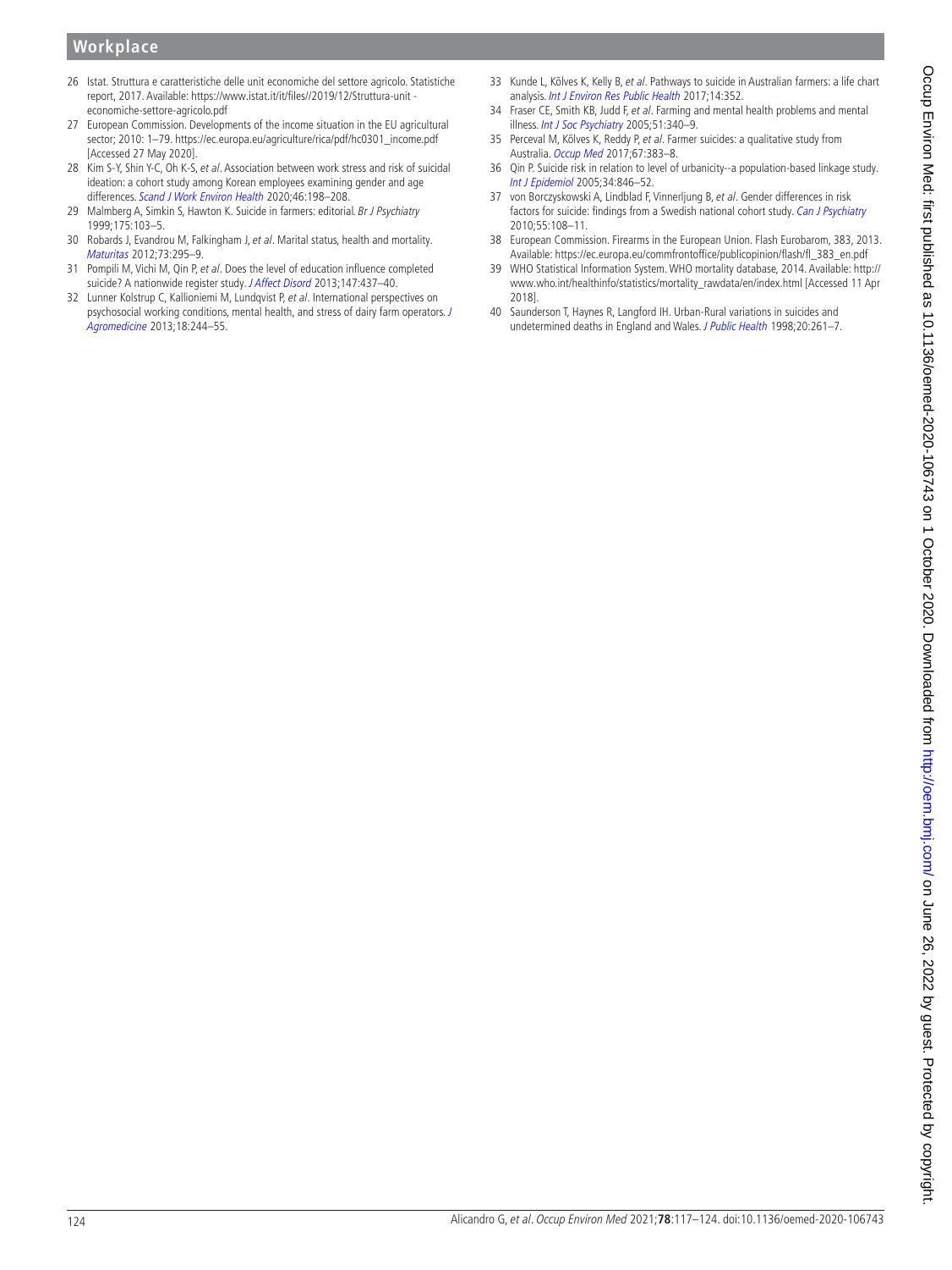26 Istat. Struttura e caratteristiche delle unit economiche del settore agricolo. Statistiche report, 2017. Available: https://www.istat.it/it/files//2019/12/Struttura-unit - economiche-settore-agricolo.pdf
27 European Commission. Developments of the income situation in the EU agricultural sector; 2010: 1–79. https://ec.europa.eu/agriculture/rica/pdf/hc0301_income.pdf [Accessed 27 May 2020].
28 Kim S-Y, Shin Y-C, Oh K-S, *et al*. Association between work stress and risk of suicidal ideation: a cohort study among Korean employees examining gender and age differences. *Scand J Work Environ Health* 2020;46:198–208.
29 Malmberg A, Simkin S, Hawton K. Suicide in farmers: editorial. *Br J Psychiatry* 1999;175:103–5.
30 Robards J, Evandrou M, Falkingham J, *et al*. Marital status, health and mortality. *Maturitas* 2012;73:295–9.
31 Pompili M, Vichi M, Qin P, *et al*. Does the level of education influence completed suicide? A nationwide register study. *J Affect Disord* 2013;147:437–40.
32 Lunner Kolstrup C, Kallioniemi M, Lundqvist P, *et al*. International perspectives on psychosocial working conditions, mental health, and stress of dairy farm operators. *J Agromedicine* 2013;18:244–55.
33 Kunde L, Kõlves K, Kelly B, *et al*. Pathways to suicide in Australian farmers: a life chart analysis. *Int J Environ Res Public Health* 2017;14:352.
34 Fraser CE, Smith KB, Judd F, *et al*. Farming and mental health problems and mental illness. *Int J Soc Psychiatry* 2005;51:340–9.
35 Perceval M, Kõlves K, Reddy P, *et al*. Farmer suicides: a qualitative study from Australia. *Occup Med* 2017;67:383–8.
36 Qin P. Suicide risk in relation to level of urbanicity--a population-based linkage study. *Int J Epidemiol* 2005;34:846–52.
37 von Borczyskowski A, Lindblad F, Vinnerljung B, *et al*. Gender differences in risk factors for suicide: findings from a Swedish national cohort study. *Can J Psychiatry* 2010;55:108–11.
38 European Commission. Firearms in the European Union. Flash Eurobarom, 383, 2013. Available: https://ec.europa.eu/commfrontoffice/publicopinion/flash/fl_383_en.pdf
39 WHO Statistical Information System. WHO mortality database, 2014. Available: http://www.who.int/healthinfo/statistics/mortality_rawdata/en/index.html [Accessed 11 Apr 2018].
40 Saunderson T, Haynes R, Langford IH. Urban-Rural variations in suicides and undetermined deaths in England and Wales. *J Public Health* 1998;20:261–7.